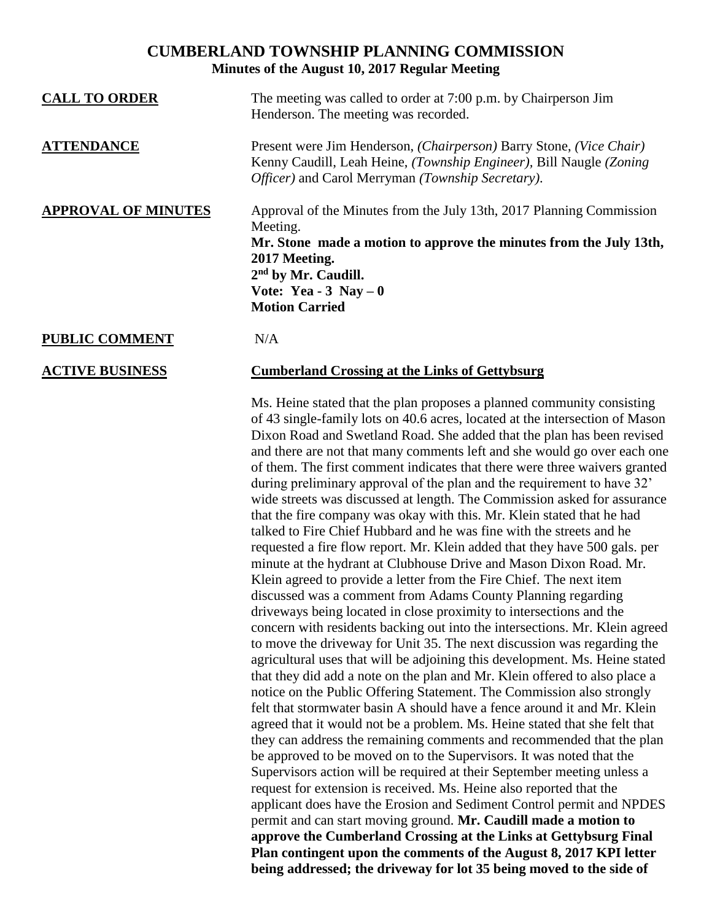# CUMBERLAND TOWNSHIP PLANNING COMMISSION

## Minutes of the August 10, 2017 Regular Meeting

**CALL TO ORDER**

The meeting was called to order at 7:00 p.m. by Chairperson Jim Henderson. The meeting was recorded.

**ATTENDANCE**

Present were Jim Henderson, *(Chairperson)* Barry Stone, *(Vice Chair)* Kenny Caudill, Leah Heine, *(Township Engineer),* Bill Naugle *(Zoning Officer)* and Carol Merryman *(Township Secretary).*

**APPROVAL OF MINUTES**

Approval of the Minutes from the July 13th, 2017 Planning Commission Meeting.

**Mr. Stone made a motion to approve the minutes from the July 13th, 2017 Meeting.**
**2nd by Mr. Caudill.**
**Vote: Yea - 3 Nay – 0**
**Motion Carried**

**PUBLIC COMMENT**

N/A

**ACTIVE BUSINESS**

**Cumberland Crossing at the Links of Gettybsurg**

Ms. Heine stated that the plan proposes a planned community consisting of 43 single-family lots on 40.6 acres, located at the intersection of Mason Dixon Road and Swetland Road. She added that the plan has been revised and there are not that many comments left and she would go over each one of them. The first comment indicates that there were three waivers granted during preliminary approval of the plan and the requirement to have 32' wide streets was discussed at length. The Commission asked for assurance that the fire company was okay with this. Mr. Klein stated that he had talked to Fire Chief Hubbard and he was fine with the streets and he requested a fire flow report. Mr. Klein added that they have 500 gals. per minute at the hydrant at Clubhouse Drive and Mason Dixon Road. Mr. Klein agreed to provide a letter from the Fire Chief. The next item discussed was a comment from Adams County Planning regarding driveways being located in close proximity to intersections and the concern with residents backing out into the intersections. Mr. Klein agreed to move the driveway for Unit 35. The next discussion was regarding the agricultural uses that will be adjoining this development. Ms. Heine stated that they did add a note on the plan and Mr. Klein offered to also place a notice on the Public Offering Statement. The Commission also strongly felt that stormwater basin A should have a fence around it and Mr. Klein agreed that it would not be a problem. Ms. Heine stated that she felt that they can address the remaining comments and recommended that the plan be approved to be moved on to the Supervisors. It was noted that the Supervisors action will be required at their September meeting unless a request for extension is received. Ms. Heine also reported that the applicant does have the Erosion and Sediment Control permit and NPDES permit and can start moving ground. **Mr. Caudill made a motion to approve the Cumberland Crossing at the Links at Gettybsurg Final Plan contingent upon the comments of the August 8, 2017 KPI letter being addressed; the driveway for lot 35 being moved to the side of**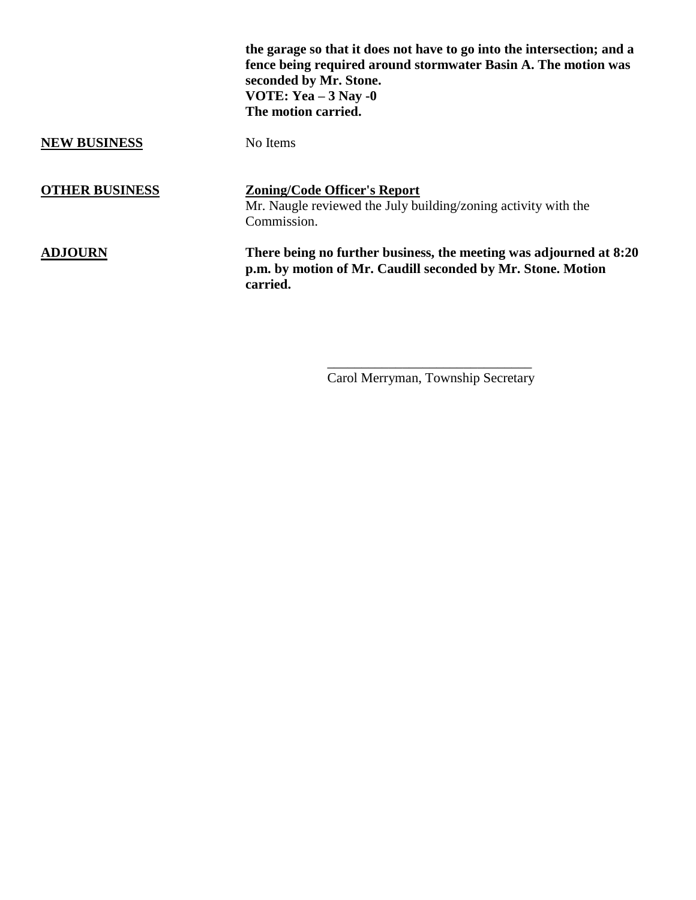**the garage so that it does not have to go into the intersection; and a fence being required around stormwater Basin A. The motion was seconded by Mr. Stone.**
**VOTE: Yea – 3 Nay -0**
**The motion carried.**

**NEW BUSINESS**

No Items

**OTHER BUSINESS**

**Zoning/Code Officer's Report**

Mr. Naugle reviewed the July building/zoning activity with the Commission.

**ADJOURN**

**There being no further business, the meeting was adjourned at 8:20 p.m. by motion of Mr. Caudill seconded by Mr. Stone. Motion carried.**

______________________________
Carol Merryman, Township Secretary